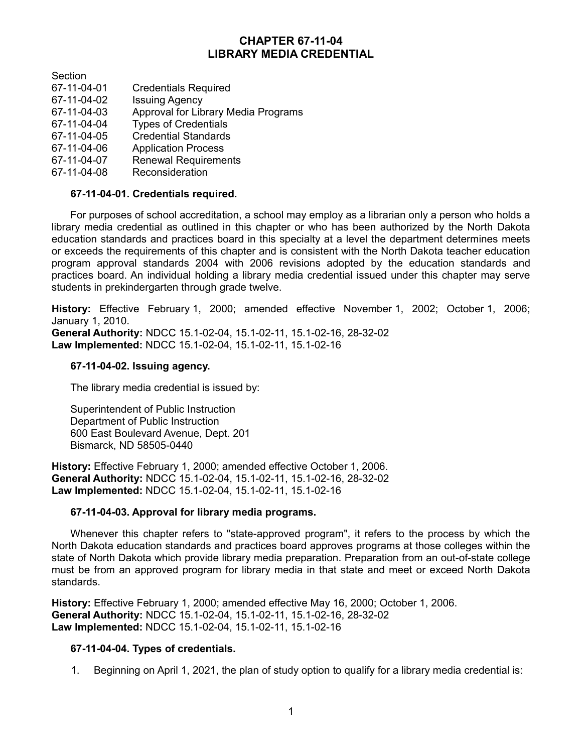# CHAPTER 67-11-04
# LIBRARY MEDIA CREDENTIAL

| Section | |
|---|---|
| 67-11-04-01 | Credentials Required |
| 67-11-04-02 | Issuing Agency |
| 67-11-04-03 | Approval for Library Media Programs |
| 67-11-04-04 | Types of Credentials |
| 67-11-04-05 | Credential Standards |
| 67-11-04-06 | Application Process |
| 67-11-04-07 | Renewal Requirements |
| 67-11-04-08 | Reconsideration |

**67-11-04-01. Credentials required.**

For purposes of school accreditation, a school may employ as a librarian only a person who holds a library media credential as outlined in this chapter or who has been authorized by the North Dakota education standards and practices board in this specialty at a level the department determines meets or exceeds the requirements of this chapter and is consistent with the North Dakota teacher education program approval standards 2004 with 2006 revisions adopted by the education standards and practices board. An individual holding a library media credential issued under this chapter may serve students in prekindergarten through grade twelve.

**History:** Effective February 1, 2000; amended effective November 1, 2002; October 1, 2006; January 1, 2010.
**General Authority:** NDCC 15.1-02-04, 15.1-02-11, 15.1-02-16, 28-32-02
**Law Implemented:** NDCC 15.1-02-04, 15.1-02-11, 15.1-02-16

**67-11-04-02. Issuing agency.**

The library media credential is issued by:

Superintendent of Public Instruction
Department of Public Instruction
600 East Boulevard Avenue, Dept. 201
Bismarck, ND 58505-0440

**History:** Effective February 1, 2000; amended effective October 1, 2006.
**General Authority:** NDCC 15.1-02-04, 15.1-02-11, 15.1-02-16, 28-32-02
**Law Implemented:** NDCC 15.1-02-04, 15.1-02-11, 15.1-02-16

**67-11-04-03. Approval for library media programs.**

Whenever this chapter refers to "state-approved program", it refers to the process by which the North Dakota education standards and practices board approves programs at those colleges within the state of North Dakota which provide library media preparation. Preparation from an out-of-state college must be from an approved program for library media in that state and meet or exceed North Dakota standards.

**History:** Effective February 1, 2000; amended effective May 16, 2000; October 1, 2006.
**General Authority:** NDCC 15.1-02-04, 15.1-02-11, 15.1-02-16, 28-32-02
**Law Implemented:** NDCC 15.1-02-04, 15.1-02-11, 15.1-02-16

**67-11-04-04. Types of credentials.**

1. Beginning on April 1, 2021, the plan of study option to qualify for a library media credential is: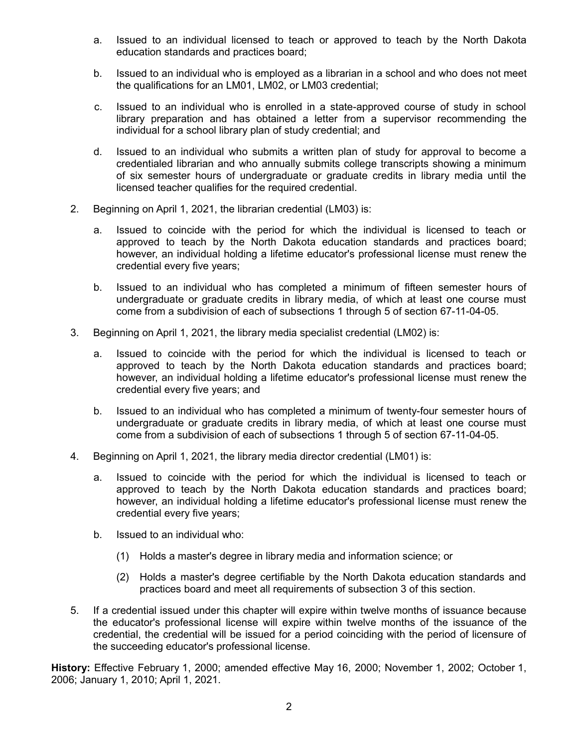a. Issued to an individual licensed to teach or approved to teach by the North Dakota education standards and practices board;

b. Issued to an individual who is employed as a librarian in a school and who does not meet the qualifications for an LM01, LM02, or LM03 credential;

c. Issued to an individual who is enrolled in a state-approved course of study in school library preparation and has obtained a letter from a supervisor recommending the individual for a school library plan of study credential; and

d. Issued to an individual who submits a written plan of study for approval to become a credentialed librarian and who annually submits college transcripts showing a minimum of six semester hours of undergraduate or graduate credits in library media until the licensed teacher qualifies for the required credential.

2. Beginning on April 1, 2021, the librarian credential (LM03) is:

   a. Issued to coincide with the period for which the individual is licensed to teach or approved to teach by the North Dakota education standards and practices board; however, an individual holding a lifetime educator's professional license must renew the credential every five years;

   b. Issued to an individual who has completed a minimum of fifteen semester hours of undergraduate or graduate credits in library media, of which at least one course must come from a subdivision of each of subsections 1 through 5 of section 67-11-04-05.

3. Beginning on April 1, 2021, the library media specialist credential (LM02) is:

   a. Issued to coincide with the period for which the individual is licensed to teach or approved to teach by the North Dakota education standards and practices board; however, an individual holding a lifetime educator's professional license must renew the credential every five years; and

   b. Issued to an individual who has completed a minimum of twenty-four semester hours of undergraduate or graduate credits in library media, of which at least one course must come from a subdivision of each of subsections 1 through 5 of section 67-11-04-05.

4. Beginning on April 1, 2021, the library media director credential (LM01) is:

   a. Issued to coincide with the period for which the individual is licensed to teach or approved to teach by the North Dakota education standards and practices board; however, an individual holding a lifetime educator's professional license must renew the credential every five years;

   b. Issued to an individual who:

      (1) Holds a master's degree in library media and information science; or

      (2) Holds a master's degree certifiable by the North Dakota education standards and practices board and meet all requirements of subsection 3 of this section.

5. If a credential issued under this chapter will expire within twelve months of issuance because the educator's professional license will expire within twelve months of the issuance of the credential, the credential will be issued for a period coinciding with the period of licensure of the succeeding educator's professional license.

**History:** Effective February 1, 2000; amended effective May 16, 2000; November 1, 2002; October 1, 2006; January 1, 2010; April 1, 2021.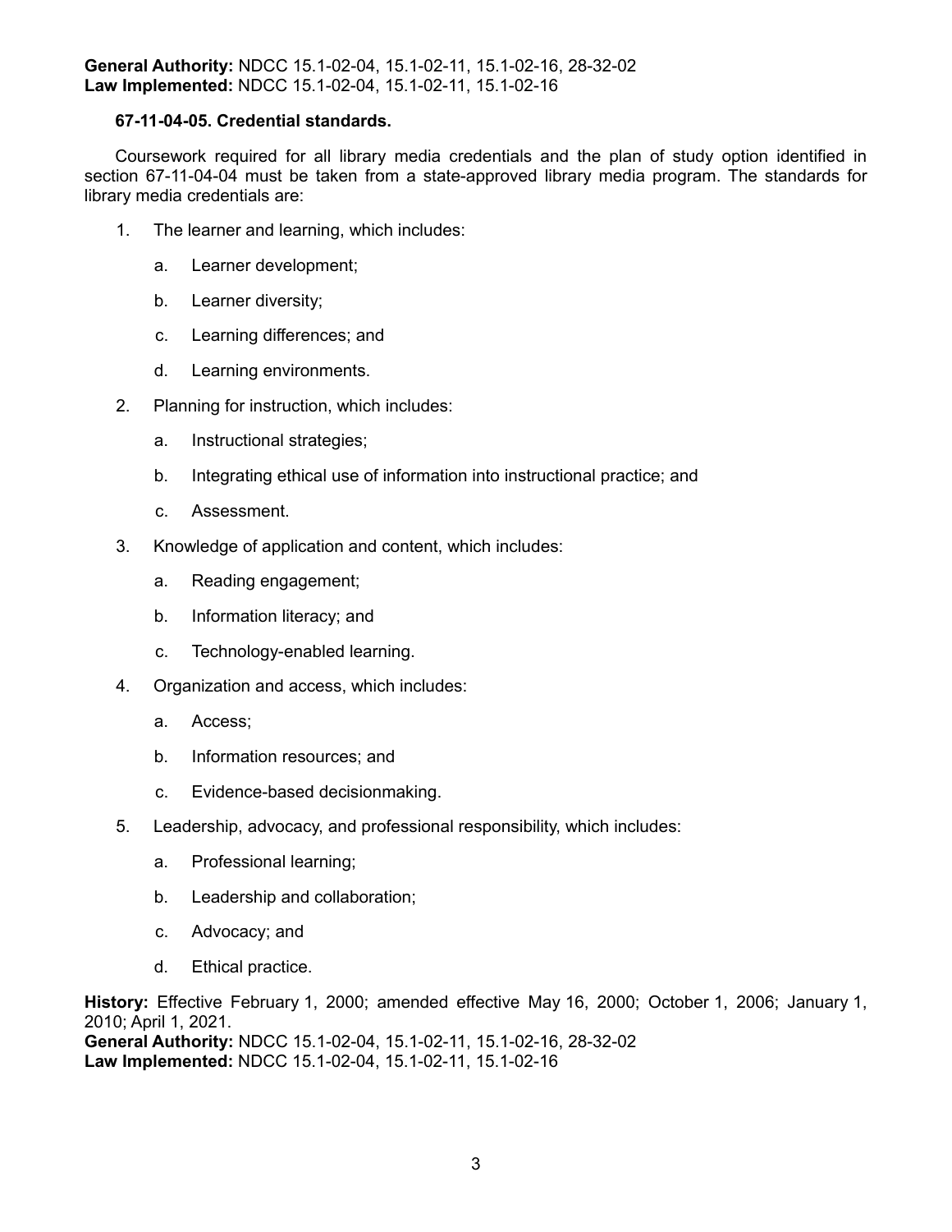**General Authority:** NDCC 15.1-02-04, 15.1-02-11, 15.1-02-16, 28-32-02
**Law Implemented:** NDCC 15.1-02-04, 15.1-02-11, 15.1-02-16

**67-11-04-05. Credential standards.**

Coursework required for all library media credentials and the plan of study option identified in section 67-11-04-04 must be taken from a state-approved library media program. The standards for library media credentials are:

1. The learner and learning, which includes:

   a. Learner development;

   b. Learner diversity;

   c. Learning differences; and

   d. Learning environments.

2. Planning for instruction, which includes:

   a. Instructional strategies;

   b. Integrating ethical use of information into instructional practice; and

   c. Assessment.

3. Knowledge of application and content, which includes:

   a. Reading engagement;

   b. Information literacy; and

   c. Technology-enabled learning.

4. Organization and access, which includes:

   a. Access;

   b. Information resources; and

   c. Evidence-based decisionmaking.

5. Leadership, advocacy, and professional responsibility, which includes:

   a. Professional learning;

   b. Leadership and collaboration;

   c. Advocacy; and

   d. Ethical practice.

**History:** Effective February 1, 2000; amended effective May 16, 2000; October 1, 2006; January 1, 2010; April 1, 2021.
**General Authority:** NDCC 15.1-02-04, 15.1-02-11, 15.1-02-16, 28-32-02
**Law Implemented:** NDCC 15.1-02-04, 15.1-02-11, 15.1-02-16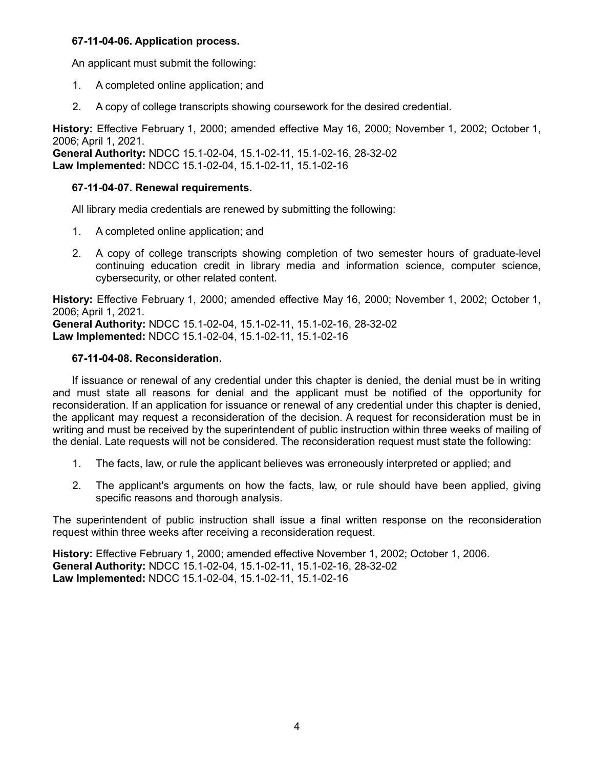**67-11-04-06. Application process.**

An applicant must submit the following:

1. A completed online application; and

2. A copy of college transcripts showing coursework for the desired credential.

**History:** Effective February 1, 2000; amended effective May 16, 2000; November 1, 2002; October 1, 2006; April 1, 2021.
**General Authority:** NDCC 15.1-02-04, 15.1-02-11, 15.1-02-16, 28-32-02
**Law Implemented:** NDCC 15.1-02-04, 15.1-02-11, 15.1-02-16

**67-11-04-07. Renewal requirements.**

All library media credentials are renewed by submitting the following:

1. A completed online application; and

2. A copy of college transcripts showing completion of two semester hours of graduate-level continuing education credit in library media and information science, computer science, cybersecurity, or other related content.

**History:** Effective February 1, 2000; amended effective May 16, 2000; November 1, 2002; October 1, 2006; April 1, 2021.
**General Authority:** NDCC 15.1-02-04, 15.1-02-11, 15.1-02-16, 28-32-02
**Law Implemented:** NDCC 15.1-02-04, 15.1-02-11, 15.1-02-16

**67-11-04-08. Reconsideration.**

If issuance or renewal of any credential under this chapter is denied, the denial must be in writing and must state all reasons for denial and the applicant must be notified of the opportunity for reconsideration. If an application for issuance or renewal of any credential under this chapter is denied, the applicant may request a reconsideration of the decision. A request for reconsideration must be in writing and must be received by the superintendent of public instruction within three weeks of mailing of the denial. Late requests will not be considered. The reconsideration request must state the following:

1. The facts, law, or rule the applicant believes was erroneously interpreted or applied; and

2. The applicant's arguments on how the facts, law, or rule should have been applied, giving specific reasons and thorough analysis.

The superintendent of public instruction shall issue a final written response on the reconsideration request within three weeks after receiving a reconsideration request.

**History:** Effective February 1, 2000; amended effective November 1, 2002; October 1, 2006.
**General Authority:** NDCC 15.1-02-04, 15.1-02-11, 15.1-02-16, 28-32-02
**Law Implemented:** NDCC 15.1-02-04, 15.1-02-11, 15.1-02-16